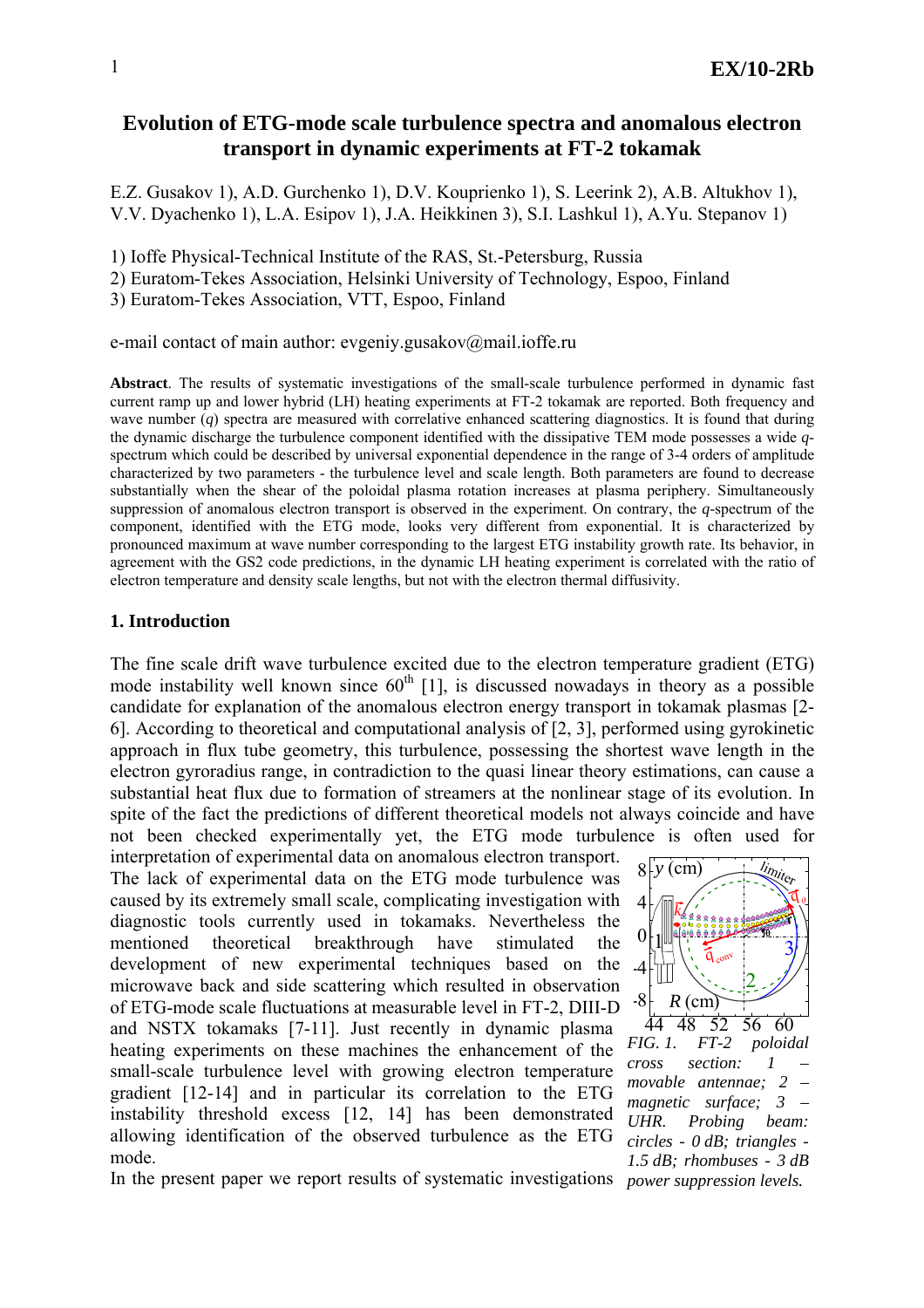# Evolution of ETG-mode scale turbulence spectra and anomalous electron transport in dynamic experiments at FT-2 tokamak

E.Z. Gusakov 1), A.D. Gurchenko 1), D.V. Kouprienko 1), S. Leerink 2), A.B. Altukhov 1), V.V. Dyachenko 1), L.A. Esipov 1), J.A. Heikkinen 3), S.I. Lashkul 1), A.Yu. Stepanov 1)

1) Ioffe Physical-Technical Institute of the RAS, St.-Petersburg, Russia
2) Euratom-Tekes Association, Helsinki University of Technology, Espoo, Finland
3) Euratom-Tekes Association, VTT, Espoo, Finland

e-mail contact of main author: evgeniy.gusakov@mail.ioffe.ru

**Abstract**. The results of systematic investigations of the small-scale turbulence performed in dynamic fast current ramp up and lower hybrid (LH) heating experiments at FT-2 tokamak are reported. Both frequency and wave number ($q$) spectra are measured with correlative enhanced scattering diagnostics. It is found that during the dynamic discharge the turbulence component identified with the dissipative TEM mode possesses a wide $q$-spectrum which could be described by universal exponential dependence in the range of 3-4 orders of amplitude characterized by two parameters - the turbulence level and scale length. Both parameters are found to decrease substantially when the shear of the poloidal plasma rotation increases at plasma periphery. Simultaneously suppression of anomalous electron transport is observed in the experiment. On contrary, the $q$-spectrum of the component, identified with the ETG mode, looks very different from exponential. It is characterized by pronounced maximum at wave number corresponding to the largest ETG instability growth rate. Its behavior, in agreement with the GS2 code predictions, in the dynamic LH heating experiment is correlated with the ratio of electron temperature and density scale lengths, but not with the electron thermal diffusivity.

## 1. Introduction

The fine scale drift wave turbulence excited due to the electron temperature gradient (ETG) mode instability well known since 60[th] [1], is discussed nowadays in theory as a possible candidate for explanation of the anomalous electron energy transport in tokamak plasmas [2-6]. According to theoretical and computational analysis of [2, 3], performed using gyrokinetic approach in flux tube geometry, this turbulence, possessing the shortest wave length in the electron gyroradius range, in contradiction to the quasi linear theory estimations, can cause a substantial heat flux due to formation of streamers at the nonlinear stage of its evolution. In spite of the fact the predictions of different theoretical models not always coincide and have not been checked experimentally yet, the ETG mode turbulence is often used for interpretation of experimental data on anomalous electron transport. The lack of experimental data on the ETG mode turbulence was caused by its extremely small scale, complicating investigation with diagnostic tools currently used in tokamaks. Nevertheless the mentioned theoretical breakthrough have stimulated the development of new experimental techniques based on the microwave back and side scattering which resulted in observation of ETG-mode scale fluctuations at measurable level in FT-2, DIII-D and NSTX tokamaks [7-11]. Just recently in dynamic plasma heating experiments on these machines the enhancement of the small-scale turbulence level with growing electron temperature gradient [12-14] and in particular its correlation to the ETG instability threshold excess [12, 14] has been demonstrated allowing identification of the observed turbulence as the ETG mode.

*FIG. 1. FT-2 poloidal cross section: 1 – movable antennae; 2 – magnetic surface; 3 – UHR. Probing beam: circles - 0 dB; triangles - 1.5 dB; rhombuses - 3 dB power suppression levels.*

In the present paper we report results of systematic investigations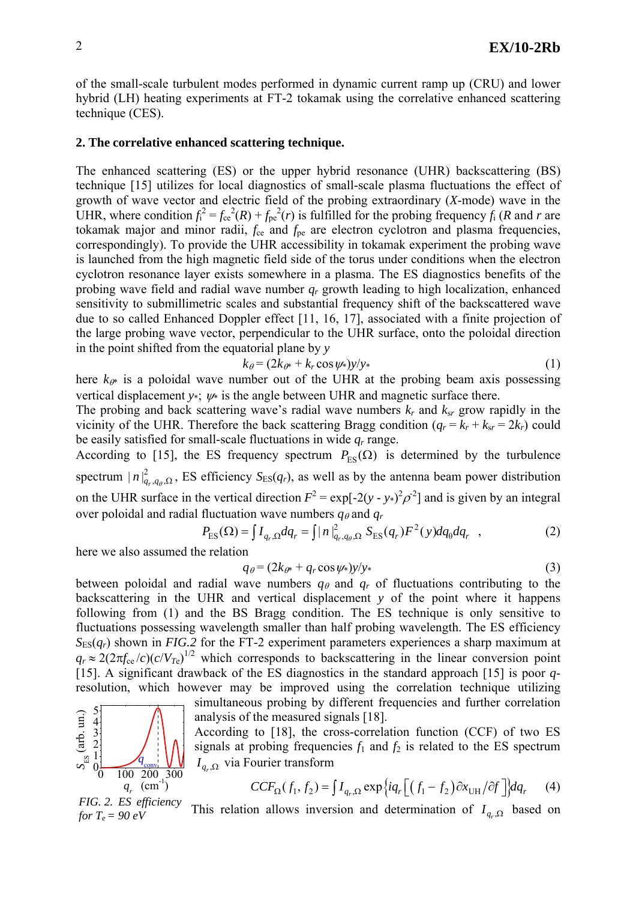of the small-scale turbulent modes performed in dynamic current ramp up (CRU) and lower hybrid (LH) heating experiments at FT-2 tokamak using the correlative enhanced scattering technique (CES).

## 2. The correlative enhanced scattering technique.

The enhanced scattering (ES) or the upper hybrid resonance (UHR) backscattering (BS) technique [15] utilizes for local diagnostics of small-scale plasma fluctuations the effect of growth of wave vector and electric field of the probing extraordinary (*X*-mode) wave in the UHR, where condition $f_i^2 = f_{ce}^2(R) + f_{pe}^2(r)$ is fulfilled for the probing frequency $f_i$ ($R$ and $r$ are tokamak major and minor radii, $f_{ce}$ and $f_{pe}$ are electron cyclotron and plasma frequencies, correspondingly). To provide the UHR accessibility in tokamak experiment the probing wave is launched from the high magnetic field side of the torus under conditions when the electron cyclotron resonance layer exists somewhere in a plasma. The ES diagnostics benefits of the probing wave field and radial wave number $q_r$ growth leading to high localization, enhanced sensitivity to submillimetric scales and substantial frequency shift of the backscattered wave due to so called Enhanced Doppler effect [11, 16, 17], associated with a finite projection of the large probing wave vector, perpendicular to the UHR surface, onto the poloidal direction in the point shifted from the equatorial plane by $y$

$$k_\theta = (2k_{\theta*} + k_r \cos\psi_*)y/y_* \tag{1}$$

here $k_{\theta*}$ is a poloidal wave number out of the UHR at the probing beam axis possessing vertical displacement $y_*$; $\psi_*$ is the angle between UHR and magnetic surface there.

The probing and back scattering wave's radial wave numbers $k_r$ and $k_{sr}$ grow rapidly in the vicinity of the UHR. Therefore the back scattering Bragg condition ($q_r = k_r + k_{sr} = 2k_r$) could be easily satisfied for small-scale fluctuations in wide $q_r$ range.

According to [15], the ES frequency spectrum $P_{\mathrm{ES}}(\Omega)$ is determined by the turbulence spectrum $|n|^2_{q_r,q_\theta,\Omega}$, ES efficiency $S_{\mathrm{ES}}(q_r)$, as well as by the antenna beam power distribution on the UHR surface in the vertical direction $F^2 = \exp[-2(y - y_*)^2\rho^{-2}]$ and is given by an integral over poloidal and radial fluctuation wave numbers $q_\theta$ and $q_r$

$$P_{\mathrm{ES}}(\Omega) = \int I_{q_r,\Omega} dq_r = \int |n|^2_{q_r,q_\theta,\Omega} S_{\mathrm{ES}}(q_r) F^2(y) dq_\theta dq_r \quad , \tag{2}$$

here we also assumed the relation

$$q_\theta = (2k_{\theta*} + q_r \cos\psi_*)y/y_* \tag{3}$$

between poloidal and radial wave numbers $q_\theta$ and $q_r$ of fluctuations contributing to the backscattering in the UHR and vertical displacement $y$ of the point where it happens following from (1) and the BS Bragg condition. The ES technique is only sensitive to fluctuations possessing wavelength smaller than half probing wavelength. The ES efficiency $S_{\mathrm{ES}}(q_r)$ shown in *FIG.2* for the FT-2 experiment parameters experiences a sharp maximum at $q_r \approx 2(2\pi f_{ce}/c)(c/V_{Te})^{1/2}$ which corresponds to backscattering in the linear conversion point [15]. A significant drawback of the ES diagnostics in the standard approach [15] is poor $q$-resolution, which however may be improved using the correlation technique utilizing simultaneous probing by different frequencies and further correlation analysis of the measured signals [18].

*FIG. 2. ES efficiency for $T_e$ = 90 eV*

According to [18], the cross-correlation function (CCF) of two ES signals at probing frequencies $f_1$ and $f_2$ is related to the ES spectrum $I_{q_r,\Omega}$ via Fourier transform

$$CCF_\Omega(f_1, f_2) = \int I_{q_r,\Omega} \exp\left\{ iq_r \left[ (f_1 - f_2) \partial x_{\mathrm{UH}} / \partial f \right] \right\} dq_r \tag{4}$$

This relation allows inversion and determination of $I_{q_r,\Omega}$ based on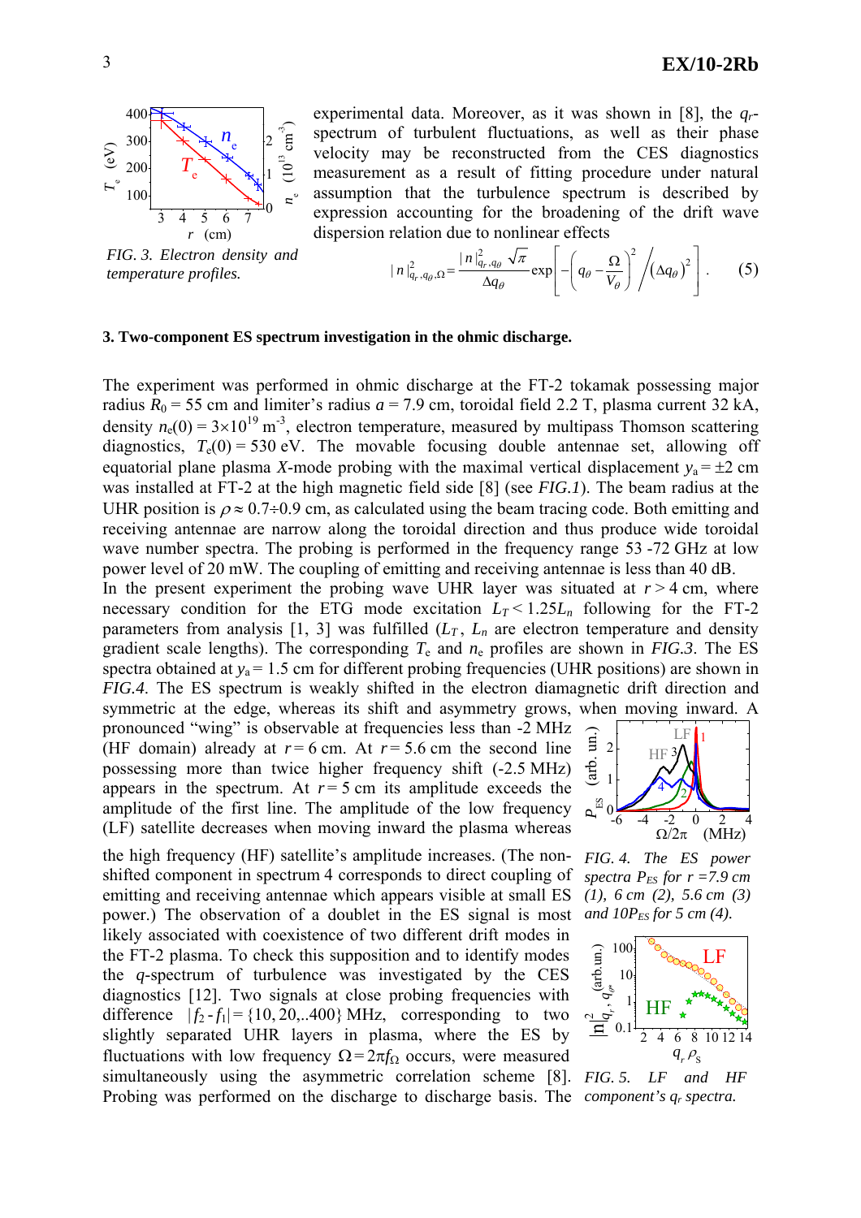experimental data. Moreover, as it was shown in [8], the $q_r$-spectrum of turbulent fluctuations, as well as their phase velocity may be reconstructed from the CES diagnostics measurement as a result of fitting procedure under natural assumption that the turbulence spectrum is described by expression accounting for the broadening of the drift wave dispersion relation due to nonlinear effects

$$|n|^2_{q_r,q_\theta,\Omega} = \frac{|n|^2_{q_r,q_\theta}\sqrt{\pi}}{\Delta q_\theta} \exp\left[-\left(q_\theta - \frac{\Omega}{V_\theta}\right)^2 \Big/ \left(\Delta q_\theta\right)^2\right]. \quad (5)$$

*FIG. 3. Electron density and temperature profiles.*

**3. Two-component ES spectrum investigation in the ohmic discharge.**

The experiment was performed in ohmic discharge at the FT-2 tokamak possessing major radius $R_0 = 55$ cm and limiter's radius $a = 7.9$ cm, toroidal field 2.2 T, plasma current 32 kA, density $n_e(0) = 3\times10^{19}$ m$^{-3}$, electron temperature, measured by multipass Thomson scattering diagnostics, $T_e(0) = 530$ eV. The movable focusing double antennae set, allowing off equatorial plane plasma $X$-mode probing with the maximal vertical displacement $y_a = \pm2$ cm was installed at FT-2 at the high magnetic field side [8] (see *FIG.1*). The beam radius at the UHR position is $\rho \approx 0.7\div0.9$ cm, as calculated using the beam tracing code. Both emitting and receiving antennae are narrow along the toroidal direction and thus produce wide toroidal wave number spectra. The probing is performed in the frequency range 53 -72 GHz at low power level of 20 mW. The coupling of emitting and receiving antennae is less than 40 dB.

In the present experiment the probing wave UHR layer was situated at $r > 4$ cm, where necessary condition for the ETG mode excitation $L_T < 1.25L_n$ following for the FT-2 parameters from analysis [1, 3] was fulfilled ($L_T$, $L_n$ are electron temperature and density gradient scale lengths). The corresponding $T_e$ and $n_e$ profiles are shown in *FIG.3*. The ES spectra obtained at $y_a = 1.5$ cm for different probing frequencies (UHR positions) are shown in *FIG.4*. The ES spectrum is weakly shifted in the electron diamagnetic drift direction and symmetric at the edge, whereas its shift and asymmetry grows, when moving inward. A pronounced "wing" is observable at frequencies less than -2 MHz (HF domain) already at $r = 6$ cm. At $r = 5.6$ cm the second line possessing more than twice higher frequency shift (-2.5 MHz) appears in the spectrum. At $r = 5$ cm its amplitude exceeds the amplitude of the first line. The amplitude of the low frequency (LF) satellite decreases when moving inward the plasma whereas the high frequency (HF) satellite's amplitude increases. (The non-shifted component in spectrum 4 corresponds to direct coupling of emitting and receiving antennae which appears visible at small ES power.) The observation of a doublet in the ES signal is most likely associated with coexistence of two different drift modes in the FT-2 plasma. To check this supposition and to identify modes the $q$-spectrum of turbulence was investigated by the CES diagnostics [12]. Two signals at close probing frequencies with difference $|f_2 - f_1| = \{10, 20,..400\}$ MHz, corresponding to two slightly separated UHR layers in plasma, where the ES by fluctuations with low frequency $\Omega = 2\pi f_\Omega$ occurs, were measured simultaneously using the asymmetric correlation scheme [8]. Probing was performed on the discharge to discharge basis. The

*FIG. 4. The ES power spectra $P_{ES}$ for $r$ =7.9 cm (1), 6 cm (2), 5.6 cm (3) and $10P_{ES}$ for 5 cm (4).*

*FIG. 5. LF and HF component's $q_r$ spectra.*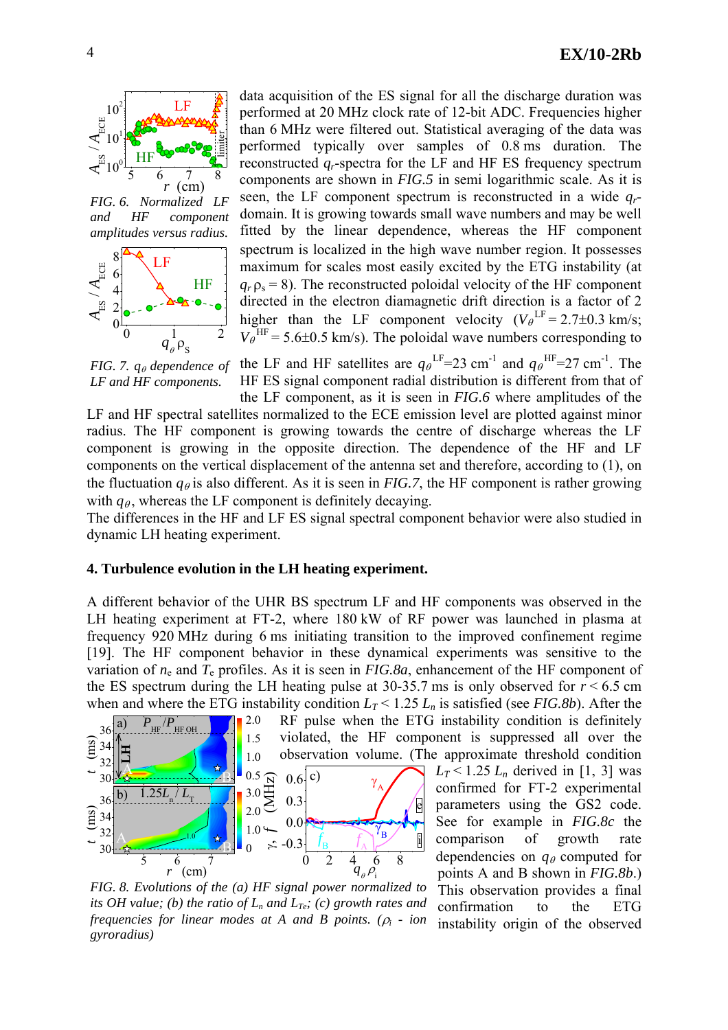data acquisition of the ES signal for all the discharge duration was performed at 20 MHz clock rate of 12-bit ADC. Frequencies higher than 6 MHz were filtered out. Statistical averaging of the data was performed typically over samples of 0.8 ms duration. The reconstructed $q_r$-spectra for the LF and HF ES frequency spectrum components are shown in *FIG.5* in semi logarithmic scale. As it is seen, the LF component spectrum is reconstructed in a wide $q_r$-domain. It is growing towards small wave numbers and may be well fitted by the linear dependence, whereas the HF component spectrum is localized in the high wave number region. It possesses maximum for scales most easily excited by the ETG instability (at $q_r \rho_s = 8$). The reconstructed poloidal velocity of the HF component directed in the electron diamagnetic drift direction is a factor of 2 higher than the LF component velocity ($V_\theta^{LF} = 2.7\pm0.3$ km/s; $V_\theta^{HF} = 5.6\pm0.5$ km/s). The poloidal wave numbers corresponding to the LF and HF satellites are $q_\theta^{LF}$=23 cm$^{-1}$ and $q_\theta^{HF}$=27 cm$^{-1}$. The HF ES signal component radial distribution is different from that of the LF component, as it is seen in *FIG.6* where amplitudes of the LF and HF spectral satellites normalized to the ECE emission level are plotted against minor radius. The HF component is growing towards the centre of discharge whereas the LF component is growing in the opposite direction. The dependence of the HF and LF components on the vertical displacement of the antenna set and therefore, according to (1), on the fluctuation $q_\theta$ is also different. As it is seen in *FIG.7*, the HF component is rather growing with $q_\theta$, whereas the LF component is definitely decaying.

*FIG. 6. Normalized LF and HF component amplitudes versus radius.*

*FIG. 7. $q_\theta$ dependence of LF and HF components.*

The differences in the HF and LF ES signal spectral component behavior were also studied in dynamic LH heating experiment.

## 4. Turbulence evolution in the LH heating experiment.

A different behavior of the UHR BS spectrum LF and HF components was observed in the LH heating experiment at FT-2, where 180 kW of RF power was launched in plasma at frequency 920 MHz during 6 ms initiating transition to the improved confinement regime [19]. The HF component behavior in these dynamical experiments was sensitive to the variation of $n_e$ and $T_e$ profiles. As it is seen in *FIG.8a*, enhancement of the HF component of the ES spectrum during the LH heating pulse at 30-35.7 ms is only observed for $r < 6.5$ cm when and where the ETG instability condition $L_T < 1.25\ L_n$ is satisfied (see *FIG.8b*). After the RF pulse when the ETG instability condition is definitely violated, the HF component is suppressed all over the observation volume. (The approximate threshold condition $L_T < 1.25\ L_n$ derived in [1, 3] was confirmed for FT-2 experimental parameters using the GS2 code. See for example in *FIG.8c* the comparison of growth rate dependencies on $q_\theta$ computed for points A and B shown in *FIG.8b*.) This observation provides a final confirmation to the ETG instability origin of the observed

*FIG. 8. Evolutions of the (a) HF signal power normalized to its OH value; (b) the ratio of $L_n$ and $L_{Te}$; (c) growth rates and frequencies for linear modes at A and B points. ($\rho_i$ - ion gyroradius)*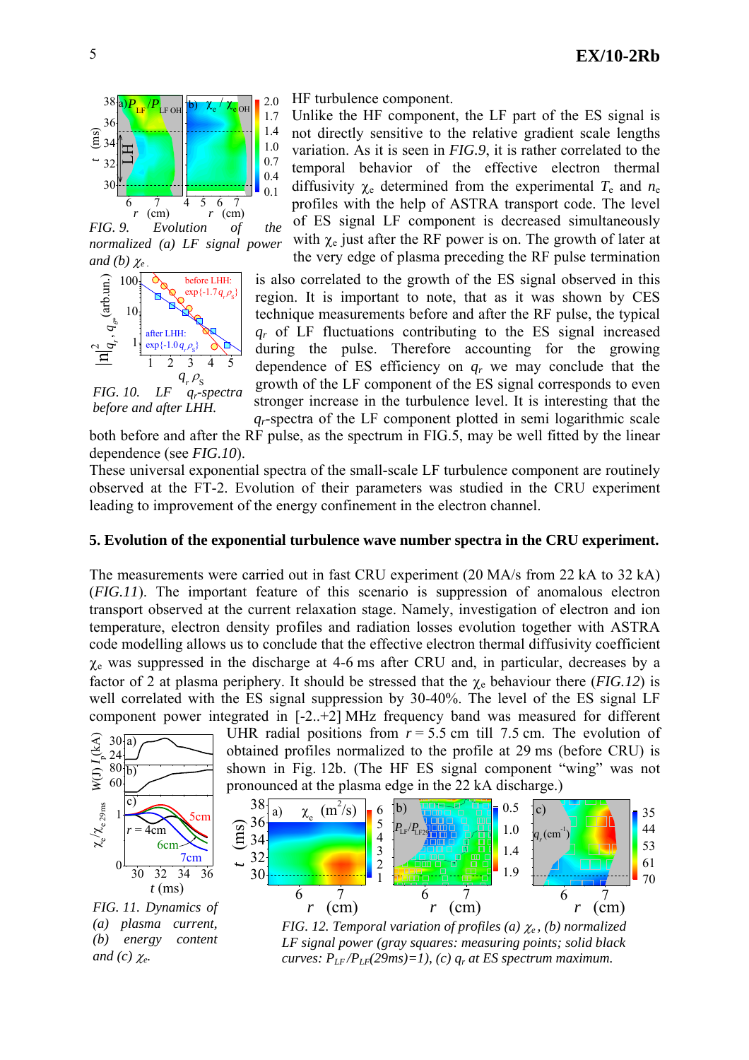HF turbulence component.

Unlike the HF component, the LF part of the ES signal is not directly sensitive to the relative gradient scale lengths variation. As it is seen in *FIG.9*, it is rather correlated to the temporal behavior of the effective electron thermal diffusivity $\chi_e$ determined from the experimental $T_e$ and $n_e$ profiles with the help of ASTRA transport code. The level of ES signal LF component is decreased simultaneously with $\chi_e$ just after the RF power is on. The growth of later at the very edge of plasma preceding the RF pulse termination is also correlated to the growth of the ES signal observed in this region. It is important to note, that as it was shown by CES technique measurements before and after the RF pulse, the typical $q_r$ of LF fluctuations contributing to the ES signal increased during the pulse. Therefore accounting for the growing dependence of ES efficiency on $q_r$ we may conclude that the growth of the LF component of the ES signal corresponds to even stronger increase in the turbulence level. It is interesting that the $q_r$-spectra of the LF component plotted in semi logarithmic scale both before and after the RF pulse, as the spectrum in FIG.5, may be well fitted by the linear dependence (see *FIG.10*).

*FIG. 9. Evolution of the normalized (a) LF signal power and (b) $\chi_e$.*

*FIG. 10. LF $q_r$-spectra before and after LHH.*

These universal exponential spectra of the small-scale LF turbulence component are routinely observed at the FT-2. Evolution of their parameters was studied in the CRU experiment leading to improvement of the energy confinement in the electron channel.

**5. Evolution of the exponential turbulence wave number spectra in the CRU experiment.**

The measurements were carried out in fast CRU experiment (20 MA/s from 22 kA to 32 kA) (*FIG.11*). The important feature of this scenario is suppression of anomalous electron transport observed at the current relaxation stage. Namely, investigation of electron and ion temperature, electron density profiles and radiation losses evolution together with ASTRA code modelling allows us to conclude that the effective electron thermal diffusivity coefficient $\chi_e$ was suppressed in the discharge at 4-6 ms after CRU and, in particular, decreases by a factor of 2 at plasma periphery. It should be stressed that the $\chi_e$ behaviour there (*FIG.12*) is well correlated with the ES signal suppression by 30-40%. The level of the ES signal LF component power integrated in [-2..+2] MHz frequency band was measured for different UHR radial positions from $r = 5.5$ cm till 7.5 cm. The evolution of obtained profiles normalized to the profile at 29 ms (before CRU) is shown in Fig. 12b. (The HF ES signal component "wing" was not pronounced at the plasma edge in the 22 kA discharge.)

*FIG. 11. Dynamics of (a) plasma current, (b) energy content and (c) $\chi_e$.*

*FIG. 12. Temporal variation of profiles (a) $\chi_e$, (b) normalized LF signal power (gray squares: measuring points; solid black curves: $P_{LF}/P_{LF}(29\text{ms})=1$), (c) $q_r$ at ES spectrum maximum.*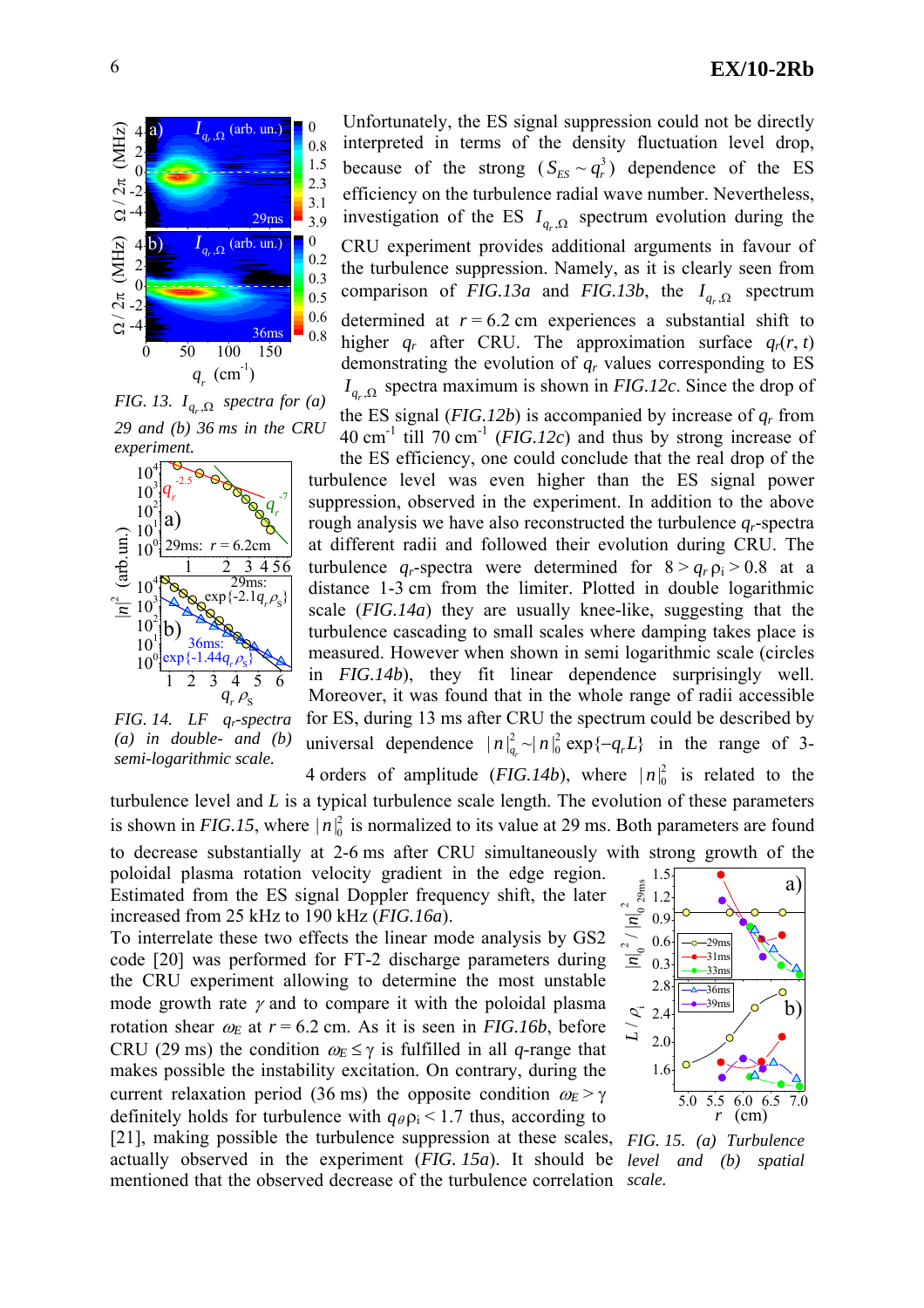Unfortunately, the ES signal suppression could not be directly interpreted in terms of the density fluctuation level drop, because of the strong ($S_{ES} \sim q_r^3$) dependence of the ES efficiency on the turbulence radial wave number. Nevertheless, investigation of the ES $I_{q_r,\Omega}$ spectrum evolution during the CRU experiment provides additional arguments in favour of the turbulence suppression. Namely, as it is clearly seen from comparison of *FIG.13a* and *FIG.13b*, the $I_{q_r,\Omega}$ spectrum determined at $r = 6.2$ cm experiences a substantial shift to higher $q_r$ after CRU. The approximation surface $q_r(r, t)$ demonstrating the evolution of $q_r$ values corresponding to ES $I_{q_r,\Omega}$ spectra maximum is shown in *FIG.12c*. Since the drop of the ES signal (*FIG.12b*) is accompanied by increase of $q_r$ from 40 cm$^{-1}$ till 70 cm$^{-1}$ (*FIG.12c*) and thus by strong increase of the ES efficiency, one could conclude that the real drop of the turbulence level was even higher than the ES signal power suppression, observed in the experiment. In addition to the above rough analysis we have also reconstructed the turbulence $q_r$-spectra at different radii and followed their evolution during CRU. The turbulence $q_r$-spectra were determined for $8 > q_r\rho_i > 0.8$ at a distance 1-3 cm from the limiter. Plotted in double logarithmic scale (*FIG.14a*) they are usually knee-like, suggesting that the turbulence cascading to small scales where damping takes place is measured. However when shown in semi logarithmic scale (circles in *FIG.14b*), they fit linear dependence surprisingly well. Moreover, it was found that in the whole range of radii accessible for ES, during 13 ms after CRU the spectrum could be described by universal dependence $|n|^2_{q_r} \sim |n|^2_0 \exp\{-q_r L\}$ in the range of 3-4 orders of amplitude (*FIG.14b*), where $|n|^2_0$ is related to the turbulence level and $L$ is a typical turbulence scale length. The evolution of these parameters is shown in *FIG.15*, where $|n|^2_0$ is normalized to its value at 29 ms. Both parameters are found to decrease substantially at 2-6 ms after CRU simultaneously with strong growth of the poloidal plasma rotation velocity gradient in the edge region. Estimated from the ES signal Doppler frequency shift, the later increased from 25 kHz to 190 kHz (*FIG.16a*).

*FIG. 13. $I_{q_r,\Omega}$ spectra for (a) 29 and (b) 36 ms in the CRU experiment.*

*FIG. 14. LF $q_r$-spectra (a) in double- and (b) semi-logarithmic scale.*

To interrelate these two effects the linear mode analysis by GS2 code [20] was performed for FT-2 discharge parameters during the CRU experiment allowing to determine the most unstable mode growth rate $\gamma$ and to compare it with the poloidal plasma rotation shear $\omega_E$ at $r = 6.2$ cm. As it is seen in *FIG.16b*, before CRU (29 ms) the condition $\omega_E \leq \gamma$ is fulfilled in all $q$-range that makes possible the instability excitation. On contrary, during the current relaxation period (36 ms) the opposite condition $\omega_E > \gamma$ definitely holds for turbulence with $q_\theta\rho_i < 1.7$ thus, according to [21], making possible the turbulence suppression at these scales, actually observed in the experiment (*FIG. 15a*). It should be mentioned that the observed decrease of the turbulence correlation

*FIG. 15. (a) Turbulence level and (b) spatial scale.*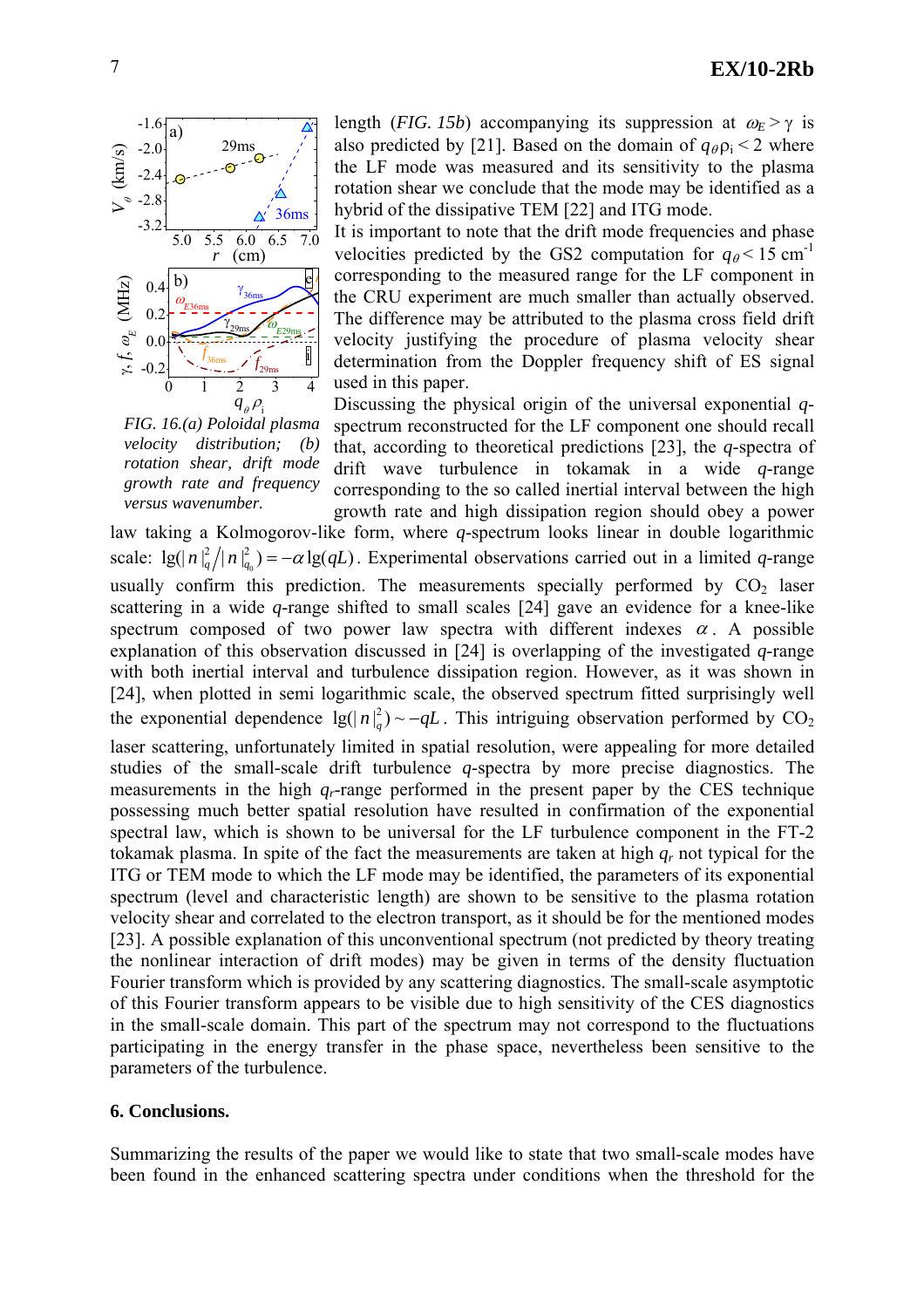FIG. 16.(a) Poloidal plasma velocity distribution; (b) rotation shear, drift mode growth rate and frequency versus wavenumber.

length (*FIG. 15b*) accompanying its suppression at $\omega_E > \gamma$ is also predicted by [21]. Based on the domain of $q_\theta\rho_i < 2$ where the LF mode was measured and its sensitivity to the plasma rotation shear we conclude that the mode may be identified as a hybrid of the dissipative TEM [22] and ITG mode.

It is important to note that the drift mode frequencies and phase velocities predicted by the GS2 computation for $q_\theta < 15$ cm$^{-1}$ corresponding to the measured range for the LF component in the CRU experiment are much smaller than actually observed. The difference may be attributed to the plasma cross field drift velocity justifying the procedure of plasma velocity shear determination from the Doppler frequency shift of ES signal used in this paper.

Discussing the physical origin of the universal exponential *q*-spectrum reconstructed for the LF component one should recall that, according to theoretical predictions [23], the *q*-spectra of drift wave turbulence in tokamak in a wide *q*-range corresponding to the so called inertial interval between the high growth rate and high dissipation region should obey a power law taking a Kolmogorov-like form, where *q*-spectrum looks linear in double logarithmic scale: $\lg(|n|_q^2/|n|_{q_0}^2) = -\alpha \lg(qL)$. Experimental observations carried out in a limited *q*-range usually confirm this prediction. The measurements specially performed by $CO_2$ laser scattering in a wide *q*-range shifted to small scales [24] gave an evidence for a knee-like spectrum composed of two power law spectra with different indexes $\alpha$. A possible explanation of this observation discussed in [24] is overlapping of the investigated *q*-range with both inertial interval and turbulence dissipation region. However, as it was shown in [24], when plotted in semi logarithmic scale, the observed spectrum fitted surprisingly well the exponential dependence $\lg(|n|_q^2) \sim -qL$. This intriguing observation performed by $CO_2$ laser scattering, unfortunately limited in spatial resolution, were appealing for more detailed studies of the small-scale drift turbulence *q*-spectra by more precise diagnostics. The measurements in the high $q_r$-range performed in the present paper by the CES technique possessing much better spatial resolution have resulted in confirmation of the exponential spectral law, which is shown to be universal for the LF turbulence component in the FT-2 tokamak plasma. In spite of the fact the measurements are taken at high $q_r$ not typical for the ITG or TEM mode to which the LF mode may be identified, the parameters of its exponential spectrum (level and characteristic length) are shown to be sensitive to the plasma rotation velocity shear and correlated to the electron transport, as it should be for the mentioned modes [23]. A possible explanation of this unconventional spectrum (not predicted by theory treating the nonlinear interaction of drift modes) may be given in terms of the density fluctuation Fourier transform which is provided by any scattering diagnostics. The small-scale asymptotic of this Fourier transform appears to be visible due to high sensitivity of the CES diagnostics in the small-scale domain. This part of the spectrum may not correspond to the fluctuations participating in the energy transfer in the phase space, nevertheless been sensitive to the parameters of the turbulence.

## 6. Conclusions.

Summarizing the results of the paper we would like to state that two small-scale modes have been found in the enhanced scattering spectra under conditions when the threshold for the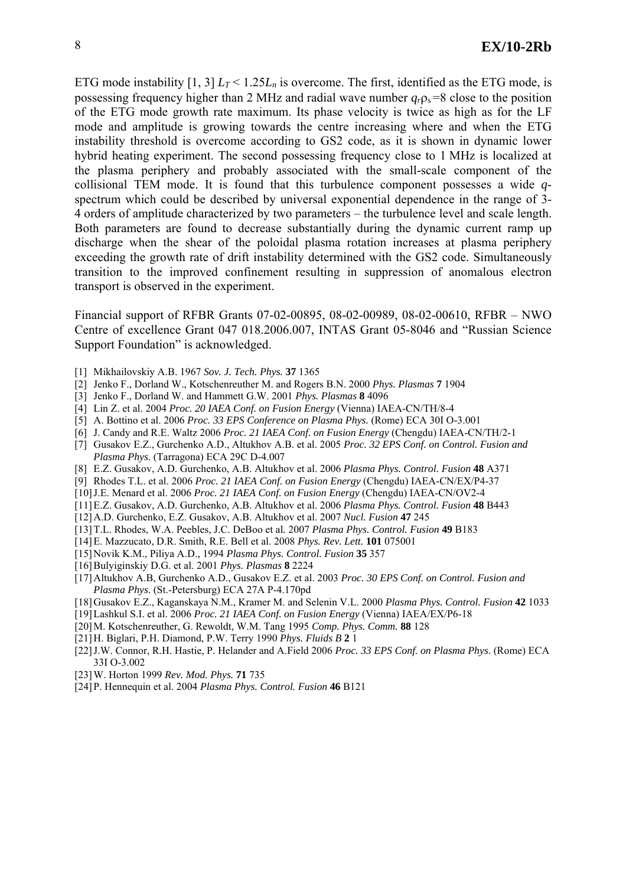ETG mode instability [1, 3] $L_T < 1.25L_n$ is overcome. The first, identified as the ETG mode, is possessing frequency higher than 2 MHz and radial wave number $q_r\rho_s = 8$ close to the position of the ETG mode growth rate maximum. Its phase velocity is twice as high as for the LF mode and amplitude is growing towards the centre increasing where and when the ETG instability threshold is overcome according to GS2 code, as it is shown in dynamic lower hybrid heating experiment. The second possessing frequency close to 1 MHz is localized at the plasma periphery and probably associated with the small-scale component of the collisional TEM mode. It is found that this turbulence component possesses a wide *q*-spectrum which could be described by universal exponential dependence in the range of 3-4 orders of amplitude characterized by two parameters – the turbulence level and scale length. Both parameters are found to decrease substantially during the dynamic current ramp up discharge when the shear of the poloidal plasma rotation increases at plasma periphery exceeding the growth rate of drift instability determined with the GS2 code. Simultaneously transition to the improved confinement resulting in suppression of anomalous electron transport is observed in the experiment.

Financial support of RFBR Grants 07-02-00895, 08-02-00989, 08-02-00610, RFBR – NWO Centre of excellence Grant 047 018.2006.007, INTAS Grant 05-8046 and "Russian Science Support Foundation" is acknowledged.

[1] Mikhailovskiy A.B. 1967 *Sov. J. Tech. Phys.* **37** 1365
[2] Jenko F., Dorland W., Kotschenreuther M. and Rogers B.N. 2000 *Phys. Plasmas* **7** 1904
[3] Jenko F., Dorland W. and Hammett G.W. 2001 *Phys. Plasmas* **8** 4096
[4] Lin Z. et al. 2004 *Proc. 20 IAEA Conf. on Fusion Energy* (Vienna) IAEA-CN/TH/8-4
[5] A. Bottino et al. 2006 *Proc. 33 EPS Conference on Plasma Phys.* (Rome) ECA 30I O-3.001
[6] J. Candy and R.E. Waltz 2006 *Proc. 21 IAEA Conf. on Fusion Energy* (Chengdu) IAEA-CN/TH/2-1
[7] Gusakov E.Z., Gurchenko A.D., Altukhov A.B. et al. 2005 *Proc. 32 EPS Conf. on Control. Fusion and Plasma Phys.* (Tarragona) ECA 29C D-4.007
[8] E.Z. Gusakov, A.D. Gurchenko, A.B. Altukhov et al. 2006 *Plasma Phys. Control. Fusion* **48** A371
[9] Rhodes T.L. et al. 2006 *Proc. 21 IAEA Conf. on Fusion Energy* (Chengdu) IAEA-CN/EX/P4-37
[10] J.E. Menard et al. 2006 *Proc. 21 IAEA Conf. on Fusion Energy* (Chengdu) IAEA-CN/OV2-4
[11] E.Z. Gusakov, A.D. Gurchenko, A.B. Altukhov et al. 2006 *Plasma Phys. Control. Fusion* **48** B443
[12] A.D. Gurchenko, E.Z. Gusakov, A.B. Altukhov et al. 2007 *Nucl. Fusion* **47** 245
[13] T.L. Rhodes, W.A. Peebles, J.C. DeBoo et al. 2007 *Plasma Phys. Control. Fusion* **49** B183
[14] E. Mazzucato, D.R. Smith, R.E. Bell et al. 2008 *Phys. Rev. Lett.* **101** 075001
[15] Novik K.M., Piliya A.D., 1994 *Plasma Phys. Control. Fusion* **35** 357
[16] Bulyiginskiy D.G. et al. 2001 *Phys. Plasmas* **8** 2224
[17] Altukhov A.B, Gurchenko A.D., Gusakov E.Z. et al. 2003 *Proc. 30 EPS Conf. on Control. Fusion and Plasma Phys.* (St.-Petersburg) ECA 27A P-4.170pd
[18] Gusakov E.Z., Kaganskaya N.M., Kramer M. and Selenin V.L. 2000 *Plasma Phys. Control. Fusion* **42** 1033
[19] Lashkul S.I. et al. 2006 *Proc. 21 IAEA Conf. on Fusion Energy* (Vienna) IAEA/EX/P6-18
[20] M. Kotschenreuther, G. Rewoldt, W.M. Tang 1995 *Comp. Phys. Comm.* **88** 128
[21] H. Biglari, P.H. Diamond, P.W. Terry 1990 *Phys. Fluids B* **2** 1
[22] J.W. Connor, R.H. Hastie, P. Helander and A.Field 2006 *Proc. 33 EPS Conf. on Plasma Phys*. (Rome) ECA 33I O-3.002
[23] W. Horton 1999 *Rev. Mod. Phys.* **71** 735
[24] P. Hennequin et al. 2004 *Plasma Phys. Control. Fusion* **46** B121